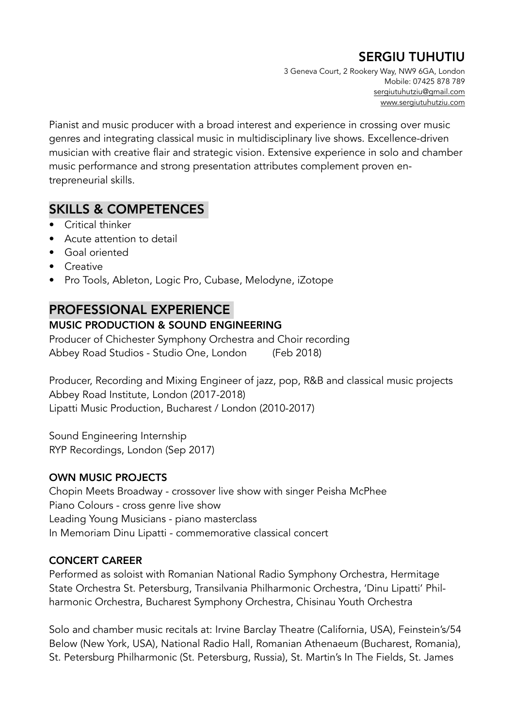# SERGIU TUHUTIU

3 Geneva Court, 2 Rookery Way, NW9 6GA, London
Mobile: 07425 878 789
sergiutuhutziu@gmail.com
www.sergiutuhutziu.com

Pianist and music producer with a broad interest and experience in crossing over music genres and integrating classical music in multidisciplinary live shows. Excellence-driven musician with creative flair and strategic vision. Extensive experience in solo and chamber music performance and strong presentation attributes complement proven entrepreneurial skills.

## SKILLS & COMPETENCES

- Critical thinker
- Acute attention to detail
- Goal oriented
- Creative
- Pro Tools, Ableton, Logic Pro, Cubase, Melodyne, iZotope

## PROFESSIONAL EXPERIENCE

### MUSIC PRODUCTION & SOUND ENGINEERING

Producer of Chichester Symphony Orchestra and Choir recording
Abbey Road Studios - Studio One, London (Feb 2018)

Producer, Recording and Mixing Engineer of jazz, pop, R&B and classical music projects
Abbey Road Institute, London (2017-2018)
Lipatti Music Production, Bucharest / London (2010-2017)

Sound Engineering Internship
RYP Recordings, London (Sep 2017)

### OWN MUSIC PROJECTS

Chopin Meets Broadway - crossover live show with singer Peisha McPhee
Piano Colours - cross genre live show
Leading Young Musicians - piano masterclass
In Memoriam Dinu Lipatti - commemorative classical concert

### CONCERT CAREER

Performed as soloist with Romanian National Radio Symphony Orchestra, Hermitage State Orchestra St. Petersburg, Transilvania Philharmonic Orchestra, 'Dinu Lipatti' Philharmonic Orchestra, Bucharest Symphony Orchestra, Chisinau Youth Orchestra

Solo and chamber music recitals at: Irvine Barclay Theatre (California, USA), Feinstein's/54 Below (New York, USA), National Radio Hall, Romanian Athenaeum (Bucharest, Romania), St. Petersburg Philharmonic (St. Petersburg, Russia), St. Martin's In The Fields, St. James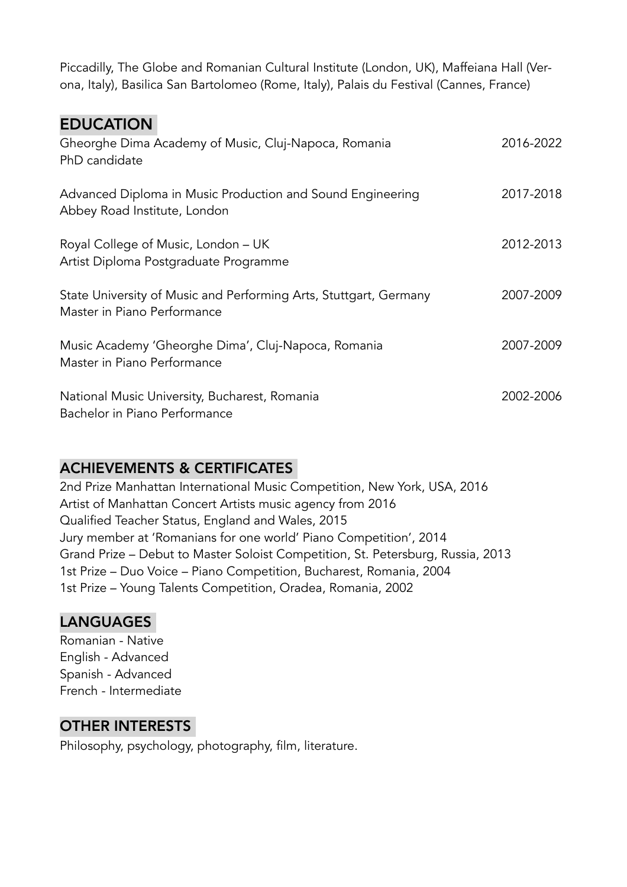Piccadilly, The Globe and Romanian Cultural Institute (London, UK), Maffeiana Hall (Verona, Italy), Basilica San Bartolomeo (Rome, Italy), Palais du Festival (Cannes, France)

## EDUCATION

Gheorghe Dima Academy of Music, Cluj-Napoca, Romania — 2016-2022
PhD candidate

Advanced Diploma in Music Production and Sound Engineering — 2017-2018
Abbey Road Institute, London

Royal College of Music, London – UK — 2012-2013
Artist Diploma Postgraduate Programme

State University of Music and Performing Arts, Stuttgart, Germany — 2007-2009
Master in Piano Performance

Music Academy 'Gheorghe Dima', Cluj-Napoca, Romania — 2007-2009
Master in Piano Performance

National Music University, Bucharest, Romania — 2002-2006
Bachelor in Piano Performance

## ACHIEVEMENTS & CERTIFICATES

2nd Prize Manhattan International Music Competition, New York, USA, 2016
Artist of Manhattan Concert Artists music agency from 2016
Qualified Teacher Status, England and Wales, 2015
Jury member at 'Romanians for one world' Piano Competition', 2014
Grand Prize – Debut to Master Soloist Competition, St. Petersburg, Russia, 2013
1st Prize – Duo Voice – Piano Competition, Bucharest, Romania, 2004
1st Prize – Young Talents Competition, Oradea, Romania, 2002

## LANGUAGES

Romanian - Native
English - Advanced
Spanish - Advanced
French - Intermediate

## OTHER INTERESTS

Philosophy, psychology, photography, film, literature.